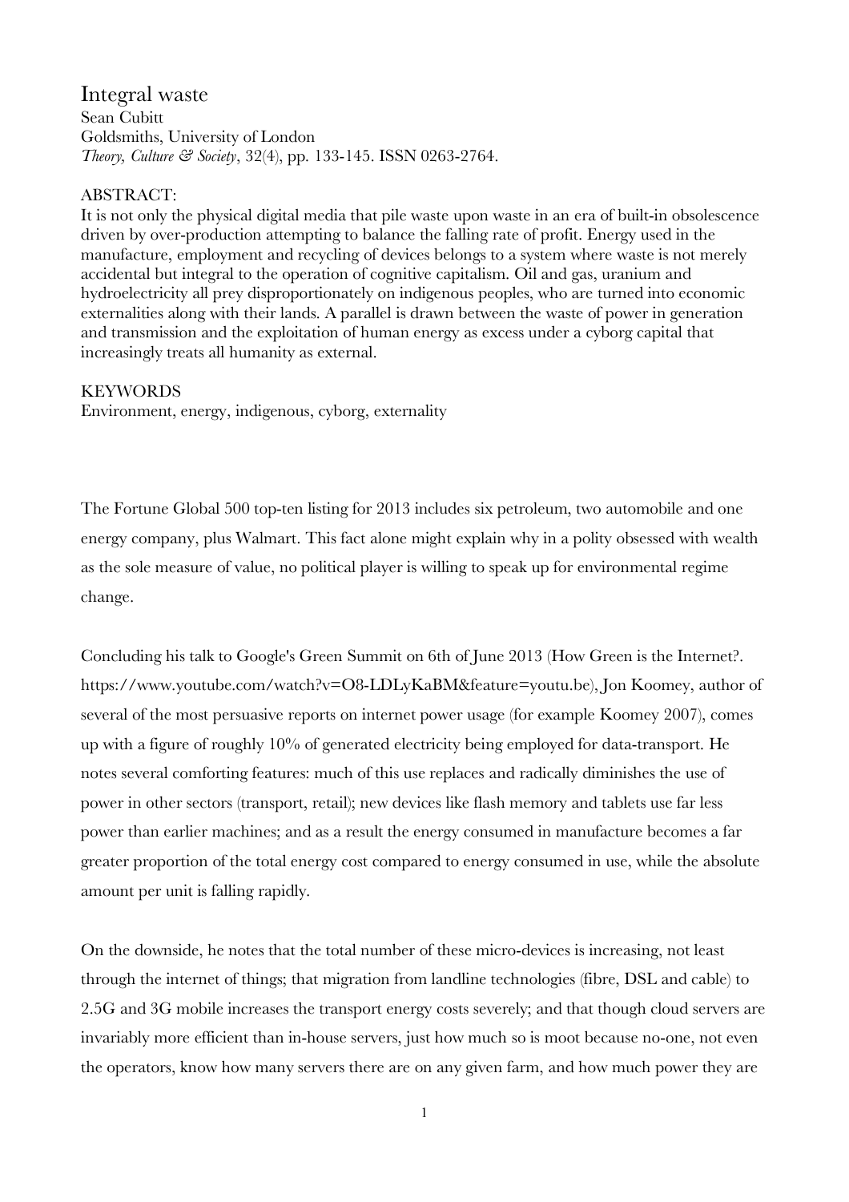# Integral waste

Sean Cubitt
Goldsmiths, University of London
*Theory, Culture & Society*, 32(4), pp. 133-145. ISSN 0263-2764.

ABSTRACT:
It is not only the physical digital media that pile waste upon waste in an era of built-in obsolescence driven by over-production attempting to balance the falling rate of profit. Energy used in the manufacture, employment and recycling of devices belongs to a system where waste is not merely accidental but integral to the operation of cognitive capitalism. Oil and gas, uranium and hydroelectricity all prey disproportionately on indigenous peoples, who are turned into economic externalities along with their lands. A parallel is drawn between the waste of power in generation and transmission and the exploitation of human energy as excess under a cyborg capital that increasingly treats all humanity as external.

KEYWORDS
Environment, energy, indigenous, cyborg, externality

The Fortune Global 500 top-ten listing for 2013 includes six petroleum, two automobile and one energy company, plus Walmart. This fact alone might explain why in a polity obsessed with wealth as the sole measure of value, no political player is willing to speak up for environmental regime change.

Concluding his talk to Google's Green Summit on 6th of June 2013 (How Green is the Internet?. https://www.youtube.com/watch?v=O8-LDLyKaBM&feature=youtu.be), Jon Koomey, author of several of the most persuasive reports on internet power usage (for example Koomey 2007), comes up with a figure of roughly 10% of generated electricity being employed for data-transport. He notes several comforting features: much of this use replaces and radically diminishes the use of power in other sectors (transport, retail); new devices like flash memory and tablets use far less power than earlier machines; and as a result the energy consumed in manufacture becomes a far greater proportion of the total energy cost compared to energy consumed in use, while the absolute amount per unit is falling rapidly.

On the downside, he notes that the total number of these micro-devices is increasing, not least through the internet of things; that migration from landline technologies (fibre, DSL and cable) to 2.5G and 3G mobile increases the transport energy costs severely; and that though cloud servers are invariably more efficient than in-house servers, just how much so is moot because no-one, not even the operators, know how many servers there are on any given farm, and how much power they are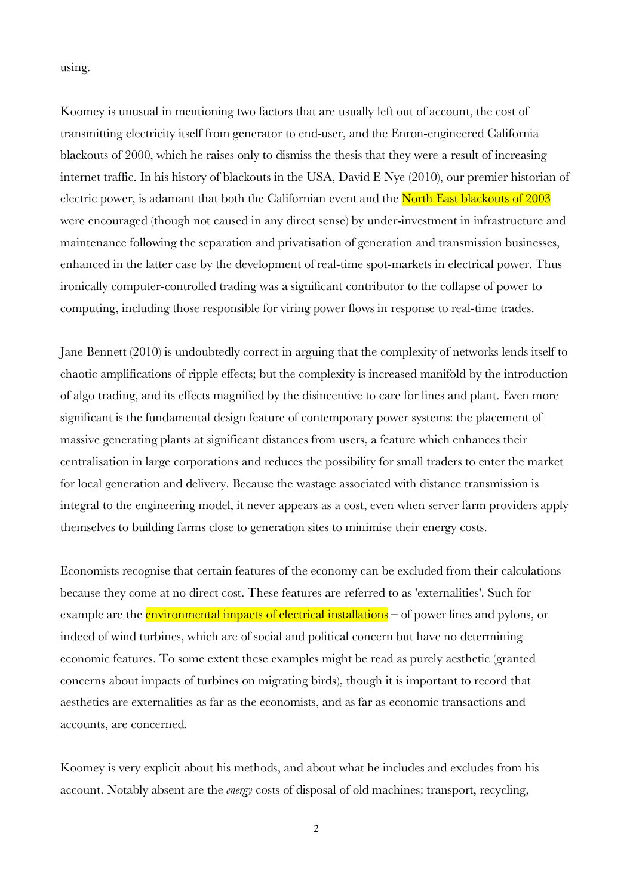using.

Koomey is unusual in mentioning two factors that are usually left out of account, the cost of transmitting electricity itself from generator to end-user, and the Enron-engineered California blackouts of 2000, which he raises only to dismiss the thesis that they were a result of increasing internet traffic. In his history of blackouts in the USA, David E Nye (2010), our premier historian of electric power, is adamant that both the Californian event and the North East blackouts of 2003 were encouraged (though not caused in any direct sense) by under-investment in infrastructure and maintenance following the separation and privatisation of generation and transmission businesses, enhanced in the latter case by the development of real-time spot-markets in electrical power. Thus ironically computer-controlled trading was a significant contributor to the collapse of power to computing, including those responsible for viring power flows in response to real-time trades.

Jane Bennett (2010) is undoubtedly correct in arguing that the complexity of networks lends itself to chaotic amplifications of ripple effects; but the complexity is increased manifold by the introduction of algo trading, and its effects magnified by the disincentive to care for lines and plant. Even more significant is the fundamental design feature of contemporary power systems: the placement of massive generating plants at significant distances from users, a feature which enhances their centralisation in large corporations and reduces the possibility for small traders to enter the market for local generation and delivery. Because the wastage associated with distance transmission is integral to the engineering model, it never appears as a cost, even when server farm providers apply themselves to building farms close to generation sites to minimise their energy costs.

Economists recognise that certain features of the economy can be excluded from their calculations because they come at no direct cost. These features are referred to as 'externalities'. Such for example are the environmental impacts of electrical installations – of power lines and pylons, or indeed of wind turbines, which are of social and political concern but have no determining economic features. To some extent these examples might be read as purely aesthetic (granted concerns about impacts of turbines on migrating birds), though it is important to record that aesthetics are externalities as far as the economists, and as far as economic transactions and accounts, are concerned.

Koomey is very explicit about his methods, and about what he includes and excludes from his account. Notably absent are the *energy* costs of disposal of old machines: transport, recycling,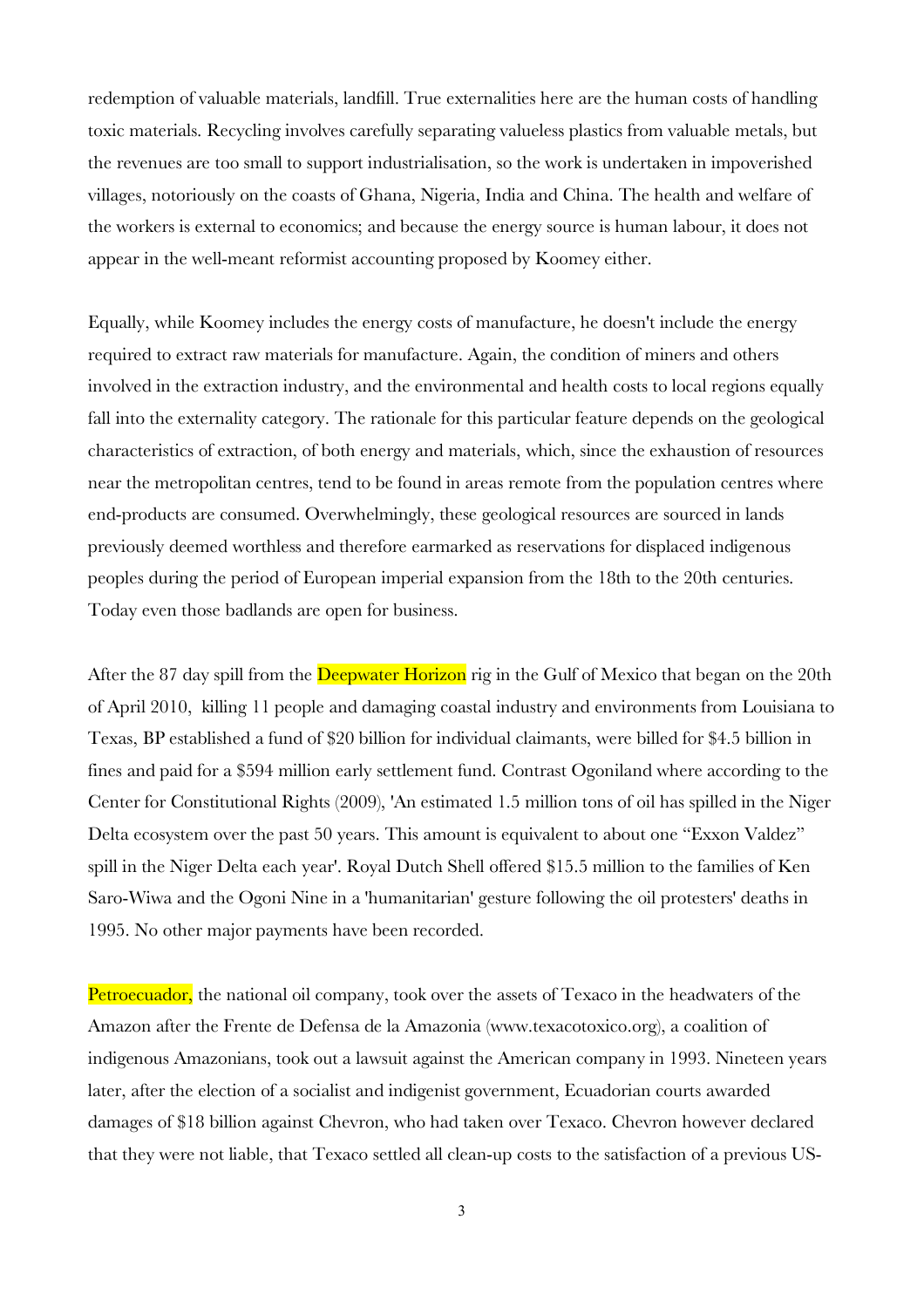redemption of valuable materials, landfill. True externalities here are the human costs of handling toxic materials. Recycling involves carefully separating valueless plastics from valuable metals, but the revenues are too small to support industrialisation, so the work is undertaken in impoverished villages, notoriously on the coasts of Ghana, Nigeria, India and China. The health and welfare of the workers is external to economics; and because the energy source is human labour, it does not appear in the well-meant reformist accounting proposed by Koomey either.

Equally, while Koomey includes the energy costs of manufacture, he doesn't include the energy required to extract raw materials for manufacture. Again, the condition of miners and others involved in the extraction industry, and the environmental and health costs to local regions equally fall into the externality category. The rationale for this particular feature depends on the geological characteristics of extraction, of both energy and materials, which, since the exhaustion of resources near the metropolitan centres, tend to be found in areas remote from the population centres where end-products are consumed. Overwhelmingly, these geological resources are sourced in lands previously deemed worthless and therefore earmarked as reservations for displaced indigenous peoples during the period of European imperial expansion from the 18th to the 20th centuries. Today even those badlands are open for business.

After the 87 day spill from the Deepwater Horizon rig in the Gulf of Mexico that began on the 20th of April 2010, killing 11 people and damaging coastal industry and environments from Louisiana to Texas, BP established a fund of $20 billion for individual claimants, were billed for $4.5 billion in fines and paid for a $594 million early settlement fund. Contrast Ogoniland where according to the Center for Constitutional Rights (2009), 'An estimated 1.5 million tons of oil has spilled in the Niger Delta ecosystem over the past 50 years. This amount is equivalent to about one "Exxon Valdez" spill in the Niger Delta each year'. Royal Dutch Shell offered $15.5 million to the families of Ken Saro-Wiwa and the Ogoni Nine in a 'humanitarian' gesture following the oil protesters' deaths in 1995. No other major payments have been recorded.

Petroecuador, the national oil company, took over the assets of Texaco in the headwaters of the Amazon after the Frente de Defensa de la Amazonia (www.texacotoxico.org), a coalition of indigenous Amazonians, took out a lawsuit against the American company in 1993. Nineteen years later, after the election of a socialist and indigenist government, Ecuadorian courts awarded damages of $18 billion against Chevron, who had taken over Texaco. Chevron however declared that they were not liable, that Texaco settled all clean-up costs to the satisfaction of a previous US-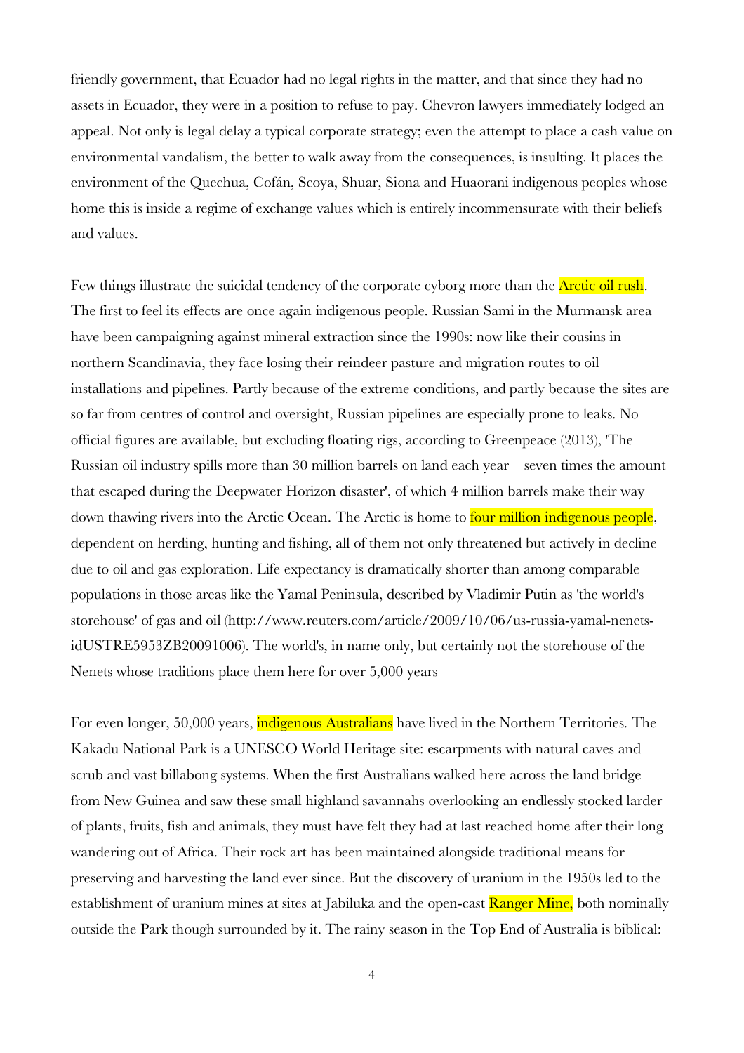friendly government, that Ecuador had no legal rights in the matter, and that since they had no assets in Ecuador, they were in a position to refuse to pay. Chevron lawyers immediately lodged an appeal. Not only is legal delay a typical corporate strategy; even the attempt to place a cash value on environmental vandalism, the better to walk away from the consequences, is insulting. It places the environment of the Quechua, Cofán, Scoya, Shuar, Siona and Huaorani indigenous peoples whose home this is inside a regime of exchange values which is entirely incommensurate with their beliefs and values.

Few things illustrate the suicidal tendency of the corporate cyborg more than the Arctic oil rush. The first to feel its effects are once again indigenous people. Russian Sami in the Murmansk area have been campaigning against mineral extraction since the 1990s: now like their cousins in northern Scandinavia, they face losing their reindeer pasture and migration routes to oil installations and pipelines. Partly because of the extreme conditions, and partly because the sites are so far from centres of control and oversight, Russian pipelines are especially prone to leaks. No official figures are available, but excluding floating rigs, according to Greenpeace (2013), 'The Russian oil industry spills more than 30 million barrels on land each year – seven times the amount that escaped during the Deepwater Horizon disaster', of which 4 million barrels make their way down thawing rivers into the Arctic Ocean. The Arctic is home to four million indigenous people, dependent on herding, hunting and fishing, all of them not only threatened but actively in decline due to oil and gas exploration. Life expectancy is dramatically shorter than among comparable populations in those areas like the Yamal Peninsula, described by Vladimir Putin as 'the world's storehouse' of gas and oil (http://www.reuters.com/article/2009/10/06/us-russia-yamal-nenets-idUSTRE5953ZB20091006). The world's, in name only, but certainly not the storehouse of the Nenets whose traditions place them here for over 5,000 years

For even longer, 50,000 years, indigenous Australians have lived in the Northern Territories. The Kakadu National Park is a UNESCO World Heritage site: escarpments with natural caves and scrub and vast billabong systems. When the first Australians walked here across the land bridge from New Guinea and saw these small highland savannahs overlooking an endlessly stocked larder of plants, fruits, fish and animals, they must have felt they had at last reached home after their long wandering out of Africa. Their rock art has been maintained alongside traditional means for preserving and harvesting the land ever since. But the discovery of uranium in the 1950s led to the establishment of uranium mines at sites at Jabiluka and the open-cast Ranger Mine, both nominally outside the Park though surrounded by it. The rainy season in the Top End of Australia is biblical: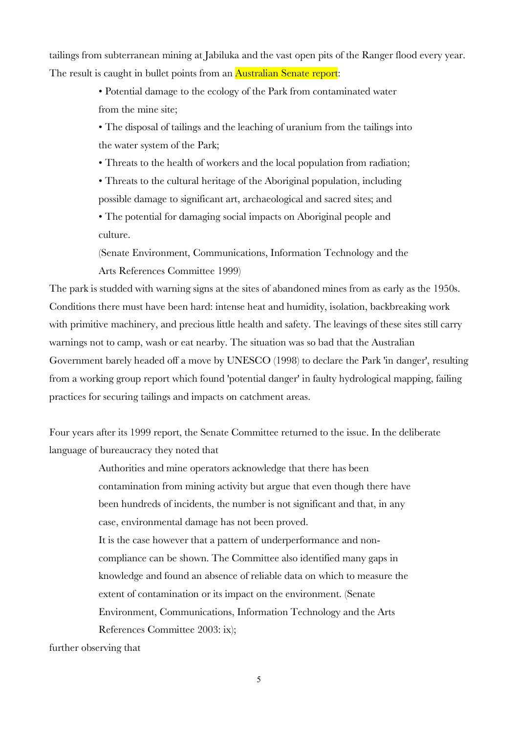tailings from subterranean mining at Jabiluka and the vast open pits of the Ranger flood every year. The result is caught in bullet points from an Australian Senate report:

> • Potential damage to the ecology of the Park from contaminated water from the mine site;
>
> • The disposal of tailings and the leaching of uranium from the tailings into the water system of the Park;
>
> • Threats to the health of workers and the local population from radiation;
>
> • Threats to the cultural heritage of the Aboriginal population, including possible damage to significant art, archaeological and sacred sites; and
>
> • The potential for damaging social impacts on Aboriginal people and culture.
>
> (Senate Environment, Communications, Information Technology and the Arts References Committee 1999)

The park is studded with warning signs at the sites of abandoned mines from as early as the 1950s. Conditions there must have been hard: intense heat and humidity, isolation, backbreaking work with primitive machinery, and precious little health and safety. The leavings of these sites still carry warnings not to camp, wash or eat nearby. The situation was so bad that the Australian Government barely headed off a move by UNESCO (1998) to declare the Park 'in danger', resulting from a working group report which found 'potential danger' in faulty hydrological mapping, failing practices for securing tailings and impacts on catchment areas.

Four years after its 1999 report, the Senate Committee returned to the issue. In the deliberate language of bureaucracy they noted that

> Authorities and mine operators acknowledge that there has been contamination from mining activity but argue that even though there have been hundreds of incidents, the number is not significant and that, in any case, environmental damage has not been proved.
>
> It is the case however that a pattern of underperformance and non-compliance can be shown. The Committee also identified many gaps in knowledge and found an absence of reliable data on which to measure the extent of contamination or its impact on the environment. (Senate Environment, Communications, Information Technology and the Arts References Committee 2003: ix);

further observing that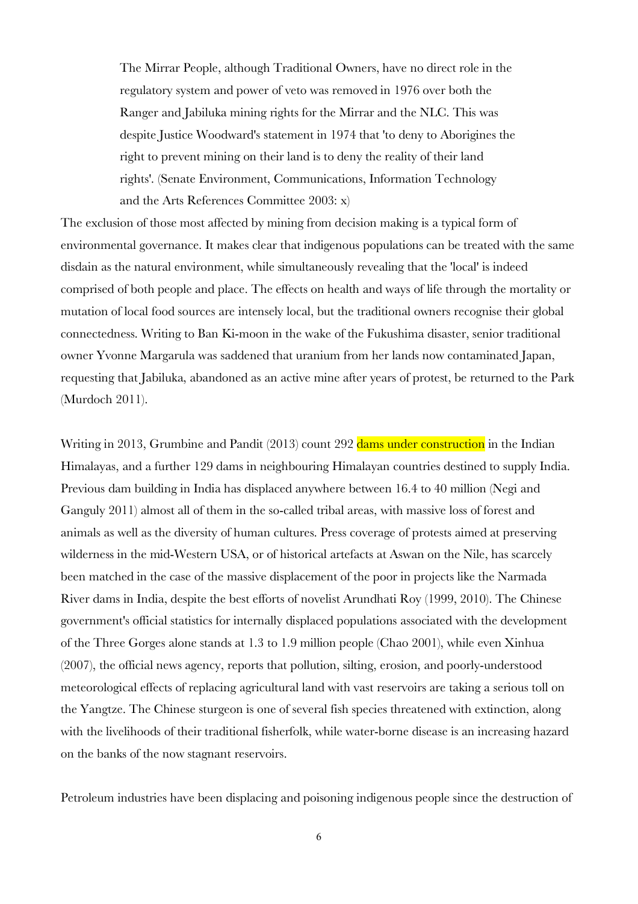> The Mirrar People, although Traditional Owners, have no direct role in the regulatory system and power of veto was removed in 1976 over both the Ranger and Jabiluka mining rights for the Mirrar and the NLC. This was despite Justice Woodward's statement in 1974 that 'to deny to Aborigines the right to prevent mining on their land is to deny the reality of their land rights'. (Senate Environment, Communications, Information Technology and the Arts References Committee 2003: x)

The exclusion of those most affected by mining from decision making is a typical form of environmental governance. It makes clear that indigenous populations can be treated with the same disdain as the natural environment, while simultaneously revealing that the 'local' is indeed comprised of both people and place. The effects on health and ways of life through the mortality or mutation of local food sources are intensely local, but the traditional owners recognise their global connectedness. Writing to Ban Ki-moon in the wake of the Fukushima disaster, senior traditional owner Yvonne Margarula was saddened that uranium from her lands now contaminated Japan, requesting that Jabiluka, abandoned as an active mine after years of protest, be returned to the Park (Murdoch 2011).

Writing in 2013, Grumbine and Pandit (2013) count 292 dams under construction in the Indian Himalayas, and a further 129 dams in neighbouring Himalayan countries destined to supply India. Previous dam building in India has displaced anywhere between 16.4 to 40 million (Negi and Ganguly 2011) almost all of them in the so-called tribal areas, with massive loss of forest and animals as well as the diversity of human cultures. Press coverage of protests aimed at preserving wilderness in the mid-Western USA, or of historical artefacts at Aswan on the Nile, has scarcely been matched in the case of the massive displacement of the poor in projects like the Narmada River dams in India, despite the best efforts of novelist Arundhati Roy (1999, 2010). The Chinese government's official statistics for internally displaced populations associated with the development of the Three Gorges alone stands at 1.3 to 1.9 million people (Chao 2001), while even Xinhua (2007), the official news agency, reports that pollution, silting, erosion, and poorly-understood meteorological effects of replacing agricultural land with vast reservoirs are taking a serious toll on the Yangtze. The Chinese sturgeon is one of several fish species threatened with extinction, along with the livelihoods of their traditional fisherfolk, while water-borne disease is an increasing hazard on the banks of the now stagnant reservoirs.

Petroleum industries have been displacing and poisoning indigenous people since the destruction of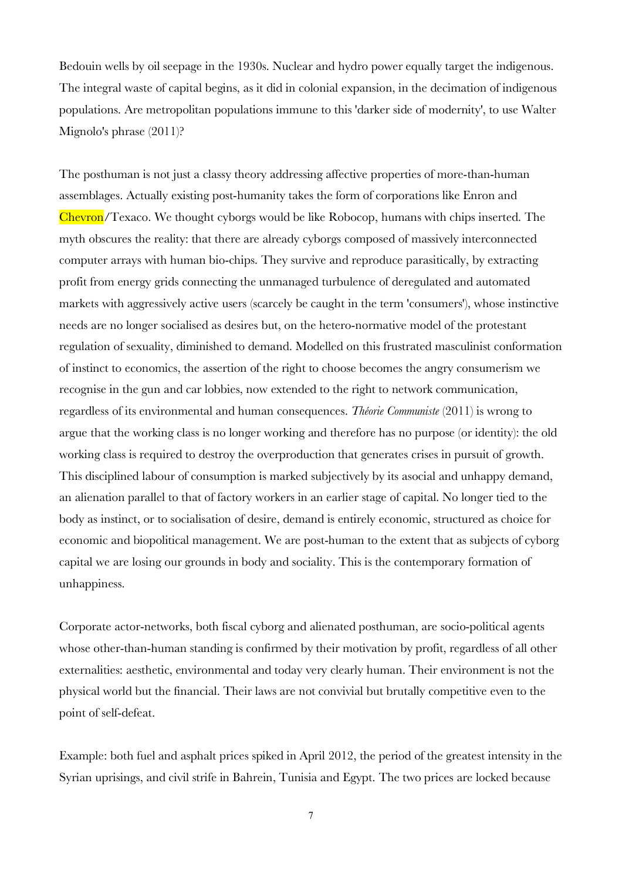Bedouin wells by oil seepage in the 1930s. Nuclear and hydro power equally target the indigenous. The integral waste of capital begins, as it did in colonial expansion, in the decimation of indigenous populations. Are metropolitan populations immune to this 'darker side of modernity', to use Walter Mignolo's phrase (2011)?

The posthuman is not just a classy theory addressing affective properties of more-than-human assemblages. Actually existing post-humanity takes the form of corporations like Enron and Chevron/Texaco. We thought cyborgs would be like Robocop, humans with chips inserted. The myth obscures the reality: that there are already cyborgs composed of massively interconnected computer arrays with human bio-chips. They survive and reproduce parasitically, by extracting profit from energy grids connecting the unmanaged turbulence of deregulated and automated markets with aggressively active users (scarcely be caught in the term 'consumers'), whose instinctive needs are no longer socialised as desires but, on the hetero-normative model of the protestant regulation of sexuality, diminished to demand. Modelled on this frustrated masculinist conformation of instinct to economics, the assertion of the right to choose becomes the angry consumerism we recognise in the gun and car lobbies, now extended to the right to network communication, regardless of its environmental and human consequences. *Théorie Communiste* (2011) is wrong to argue that the working class is no longer working and therefore has no purpose (or identity): the old working class is required to destroy the overproduction that generates crises in pursuit of growth. This disciplined labour of consumption is marked subjectively by its asocial and unhappy demand, an alienation parallel to that of factory workers in an earlier stage of capital. No longer tied to the body as instinct, or to socialisation of desire, demand is entirely economic, structured as choice for economic and biopolitical management. We are post-human to the extent that as subjects of cyborg capital we are losing our grounds in body and sociality. This is the contemporary formation of unhappiness.

Corporate actor-networks, both fiscal cyborg and alienated posthuman, are socio-political agents whose other-than-human standing is confirmed by their motivation by profit, regardless of all other externalities: aesthetic, environmental and today very clearly human. Their environment is not the physical world but the financial. Their laws are not convivial but brutally competitive even to the point of self-defeat.

Example: both fuel and asphalt prices spiked in April 2012, the period of the greatest intensity in the Syrian uprisings, and civil strife in Bahrein, Tunisia and Egypt. The two prices are locked because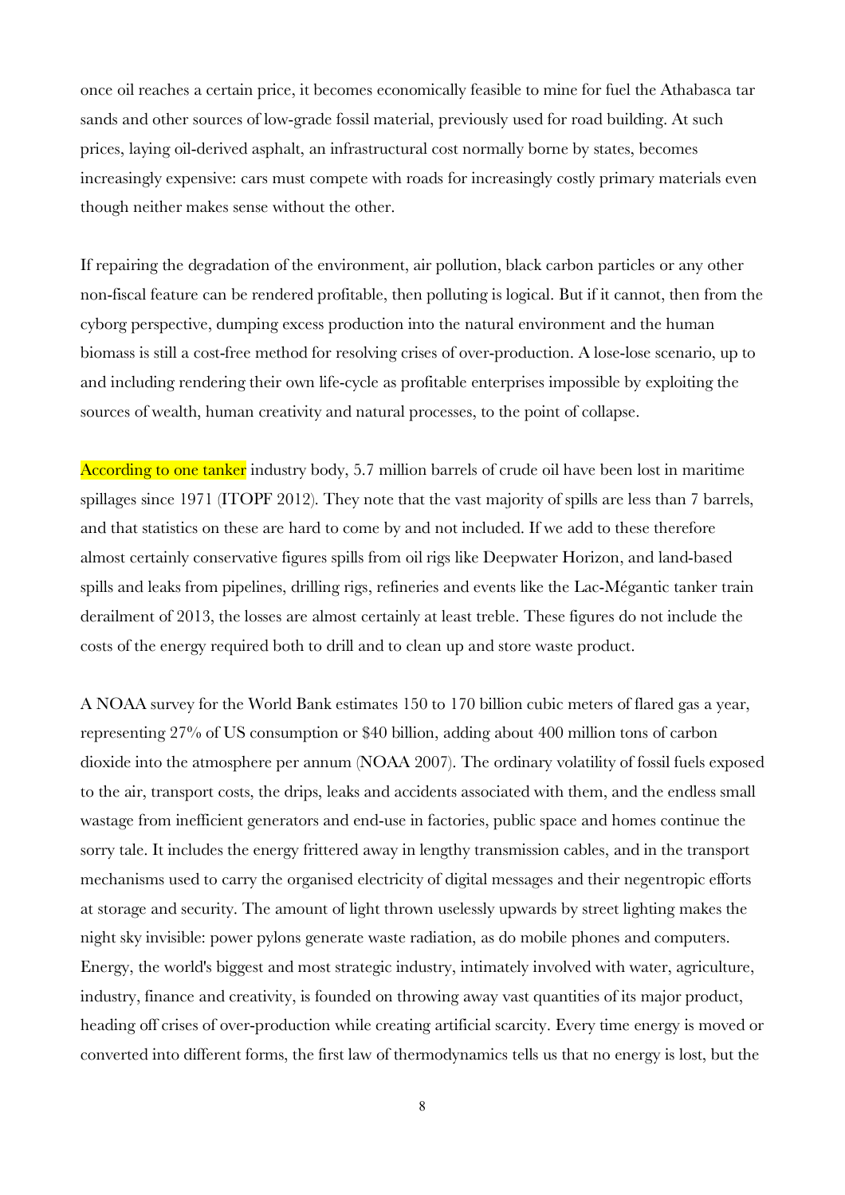once oil reaches a certain price, it becomes economically feasible to mine for fuel the Athabasca tar sands and other sources of low-grade fossil material, previously used for road building. At such prices, laying oil-derived asphalt, an infrastructural cost normally borne by states, becomes increasingly expensive: cars must compete with roads for increasingly costly primary materials even though neither makes sense without the other.

If repairing the degradation of the environment, air pollution, black carbon particles or any other non-fiscal feature can be rendered profitable, then polluting is logical. But if it cannot, then from the cyborg perspective, dumping excess production into the natural environment and the human biomass is still a cost-free method for resolving crises of over-production. A lose-lose scenario, up to and including rendering their own life-cycle as profitable enterprises impossible by exploiting the sources of wealth, human creativity and natural processes, to the point of collapse.

According to one tanker industry body, 5.7 million barrels of crude oil have been lost in maritime spillages since 1971 (ITOPF 2012). They note that the vast majority of spills are less than 7 barrels, and that statistics on these are hard to come by and not included. If we add to these therefore almost certainly conservative figures spills from oil rigs like Deepwater Horizon, and land-based spills and leaks from pipelines, drilling rigs, refineries and events like the Lac-Mégantic tanker train derailment of 2013, the losses are almost certainly at least treble. These figures do not include the costs of the energy required both to drill and to clean up and store waste product.

A NOAA survey for the World Bank estimates 150 to 170 billion cubic meters of flared gas a year, representing 27% of US consumption or $40 billion, adding about 400 million tons of carbon dioxide into the atmosphere per annum (NOAA 2007). The ordinary volatility of fossil fuels exposed to the air, transport costs, the drips, leaks and accidents associated with them, and the endless small wastage from inefficient generators and end-use in factories, public space and homes continue the sorry tale. It includes the energy frittered away in lengthy transmission cables, and in the transport mechanisms used to carry the organised electricity of digital messages and their negentropic efforts at storage and security. The amount of light thrown uselessly upwards by street lighting makes the night sky invisible: power pylons generate waste radiation, as do mobile phones and computers. Energy, the world's biggest and most strategic industry, intimately involved with water, agriculture, industry, finance and creativity, is founded on throwing away vast quantities of its major product, heading off crises of over-production while creating artificial scarcity. Every time energy is moved or converted into different forms, the first law of thermodynamics tells us that no energy is lost, but the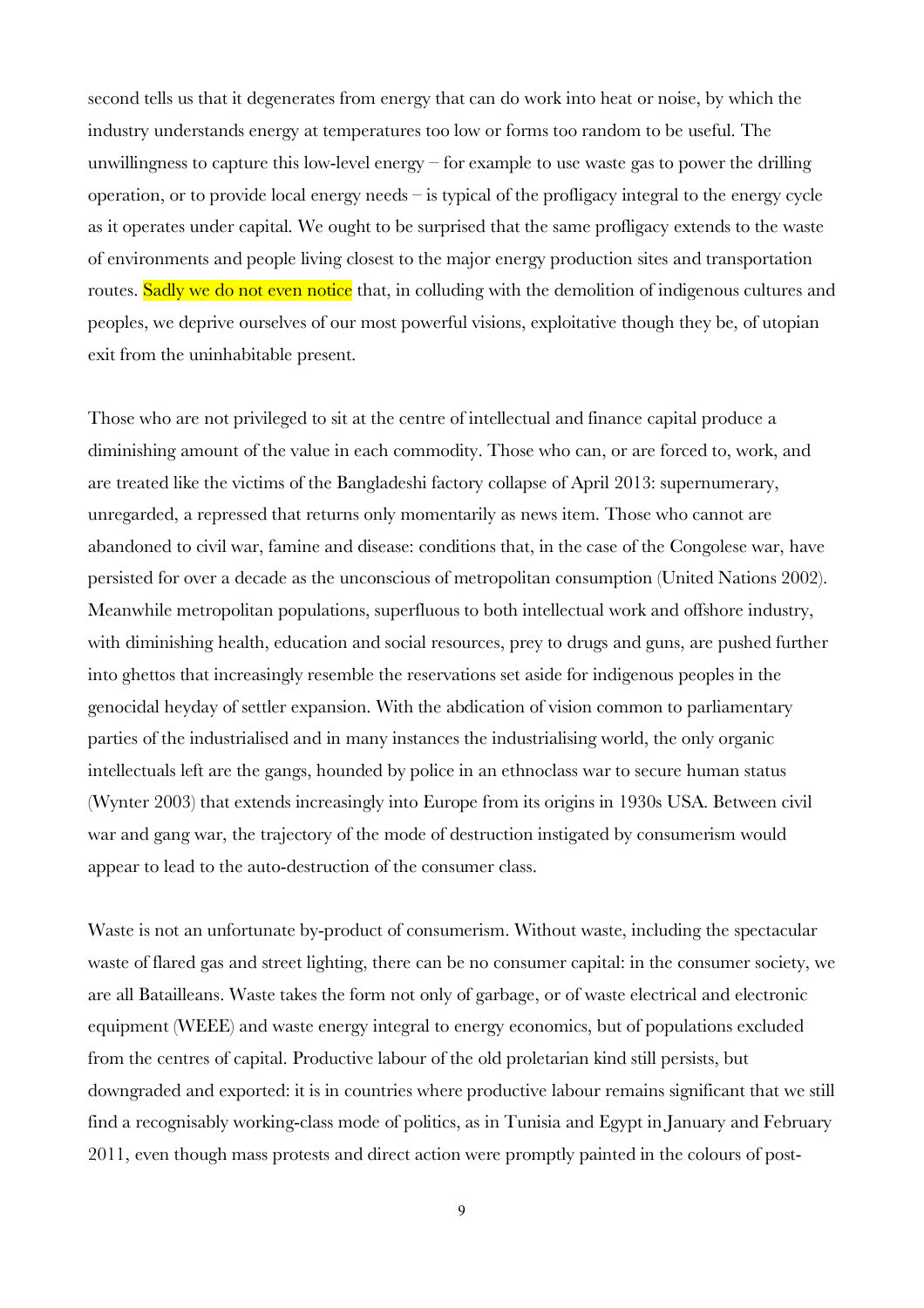second tells us that it degenerates from energy that can do work into heat or noise, by which the industry understands energy at temperatures too low or forms too random to be useful. The unwillingness to capture this low-level energy – for example to use waste gas to power the drilling operation, or to provide local energy needs – is typical of the profligacy integral to the energy cycle as it operates under capital. We ought to be surprised that the same profligacy extends to the waste of environments and people living closest to the major energy production sites and transportation routes. Sadly we do not even notice that, in colluding with the demolition of indigenous cultures and peoples, we deprive ourselves of our most powerful visions, exploitative though they be, of utopian exit from the uninhabitable present.

Those who are not privileged to sit at the centre of intellectual and finance capital produce a diminishing amount of the value in each commodity. Those who can, or are forced to, work, and are treated like the victims of the Bangladeshi factory collapse of April 2013: supernumerary, unregarded, a repressed that returns only momentarily as news item. Those who cannot are abandoned to civil war, famine and disease: conditions that, in the case of the Congolese war, have persisted for over a decade as the unconscious of metropolitan consumption (United Nations 2002). Meanwhile metropolitan populations, superfluous to both intellectual work and offshore industry, with diminishing health, education and social resources, prey to drugs and guns, are pushed further into ghettos that increasingly resemble the reservations set aside for indigenous peoples in the genocidal heyday of settler expansion. With the abdication of vision common to parliamentary parties of the industrialised and in many instances the industrialising world, the only organic intellectuals left are the gangs, hounded by police in an ethnoclass war to secure human status (Wynter 2003) that extends increasingly into Europe from its origins in 1930s USA. Between civil war and gang war, the trajectory of the mode of destruction instigated by consumerism would appear to lead to the auto-destruction of the consumer class.

Waste is not an unfortunate by-product of consumerism. Without waste, including the spectacular waste of flared gas and street lighting, there can be no consumer capital: in the consumer society, we are all Batailleans. Waste takes the form not only of garbage, or of waste electrical and electronic equipment (WEEE) and waste energy integral to energy economics, but of populations excluded from the centres of capital. Productive labour of the old proletarian kind still persists, but downgraded and exported: it is in countries where productive labour remains significant that we still find a recognisably working-class mode of politics, as in Tunisia and Egypt in January and February 2011, even though mass protests and direct action were promptly painted in the colours of post-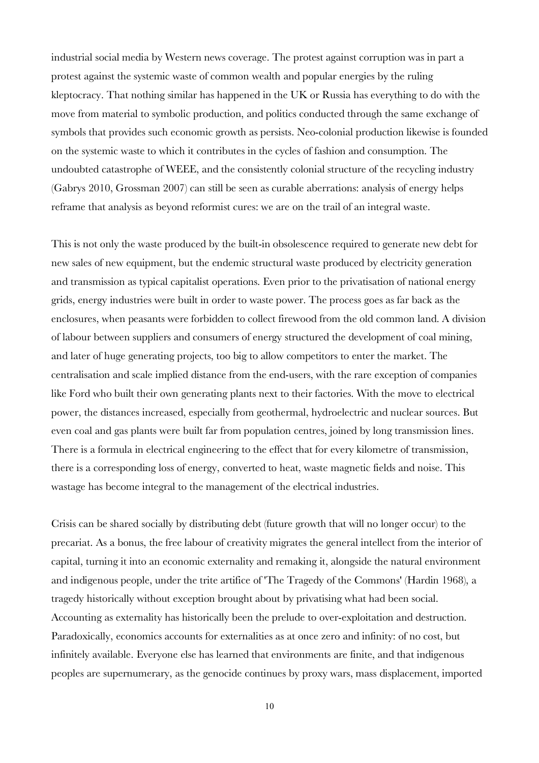industrial social media by Western news coverage. The protest against corruption was in part a protest against the systemic waste of common wealth and popular energies by the ruling kleptocracy. That nothing similar has happened in the UK or Russia has everything to do with the move from material to symbolic production, and politics conducted through the same exchange of symbols that provides such economic growth as persists. Neo-colonial production likewise is founded on the systemic waste to which it contributes in the cycles of fashion and consumption. The undoubted catastrophe of WEEE, and the consistently colonial structure of the recycling industry (Gabrys 2010, Grossman 2007) can still be seen as curable aberrations: analysis of energy helps reframe that analysis as beyond reformist cures: we are on the trail of an integral waste.

This is not only the waste produced by the built-in obsolescence required to generate new debt for new sales of new equipment, but the endemic structural waste produced by electricity generation and transmission as typical capitalist operations. Even prior to the privatisation of national energy grids, energy industries were built in order to waste power. The process goes as far back as the enclosures, when peasants were forbidden to collect firewood from the old common land. A division of labour between suppliers and consumers of energy structured the development of coal mining, and later of huge generating projects, too big to allow competitors to enter the market. The centralisation and scale implied distance from the end-users, with the rare exception of companies like Ford who built their own generating plants next to their factories. With the move to electrical power, the distances increased, especially from geothermal, hydroelectric and nuclear sources. But even coal and gas plants were built far from population centres, joined by long transmission lines. There is a formula in electrical engineering to the effect that for every kilometre of transmission, there is a corresponding loss of energy, converted to heat, waste magnetic fields and noise. This wastage has become integral to the management of the electrical industries.

Crisis can be shared socially by distributing debt (future growth that will no longer occur) to the precariat. As a bonus, the free labour of creativity migrates the general intellect from the interior of capital, turning it into an economic externality and remaking it, alongside the natural environment and indigenous people, under the trite artifice of 'The Tragedy of the Commons' (Hardin 1968), a tragedy historically without exception brought about by privatising what had been social. Accounting as externality has historically been the prelude to over-exploitation and destruction. Paradoxically, economics accounts for externalities as at once zero and infinity: of no cost, but infinitely available. Everyone else has learned that environments are finite, and that indigenous peoples are supernumerary, as the genocide continues by proxy wars, mass displacement, imported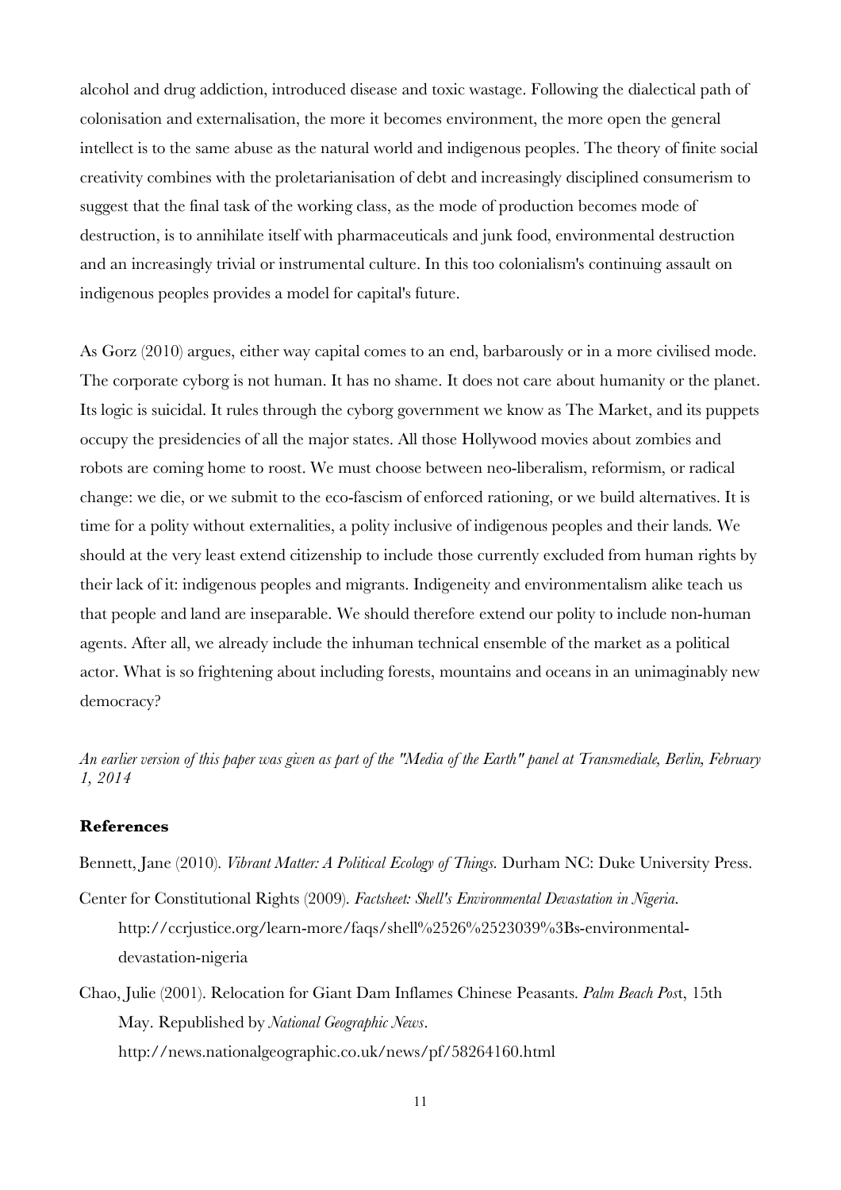alcohol and drug addiction, introduced disease and toxic wastage. Following the dialectical path of colonisation and externalisation, the more it becomes environment, the more open the general intellect is to the same abuse as the natural world and indigenous peoples. The theory of finite social creativity combines with the proletarianisation of debt and increasingly disciplined consumerism to suggest that the final task of the working class, as the mode of production becomes mode of destruction, is to annihilate itself with pharmaceuticals and junk food, environmental destruction and an increasingly trivial or instrumental culture. In this too colonialism's continuing assault on indigenous peoples provides a model for capital's future.

As Gorz (2010) argues, either way capital comes to an end, barbarously or in a more civilised mode. The corporate cyborg is not human. It has no shame. It does not care about humanity or the planet. Its logic is suicidal. It rules through the cyborg government we know as The Market, and its puppets occupy the presidencies of all the major states. All those Hollywood movies about zombies and robots are coming home to roost. We must choose between neo-liberalism, reformism, or radical change: we die, or we submit to the eco-fascism of enforced rationing, or we build alternatives. It is time for a polity without externalities, a polity inclusive of indigenous peoples and their lands. We should at the very least extend citizenship to include those currently excluded from human rights by their lack of it: indigenous peoples and migrants. Indigeneity and environmentalism alike teach us that people and land are inseparable. We should therefore extend our polity to include non-human agents. After all, we already include the inhuman technical ensemble of the market as a political actor. What is so frightening about including forests, mountains and oceans in an unimaginably new democracy?

*An earlier version of this paper was given as part of the "Media of the Earth" panel at Transmediale, Berlin, February 1, 2014*

## References

Bennett, Jane (2010). *Vibrant Matter: A Political Ecology of Things.* Durham NC: Duke University Press.

Center for Constitutional Rights (2009). *Factsheet: Shell's Environmental Devastation in Nigeria.* http://ccrjustice.org/learn-more/faqs/shell%2526%2523039%3Bs-environmental-devastation-nigeria

Chao, Julie (2001). Relocation for Giant Dam Inflames Chinese Peasants. *Palm Beach Post*, 15th May. Republished by *National Geographic News*. http://news.nationalgeographic.co.uk/news/pf/58264160.html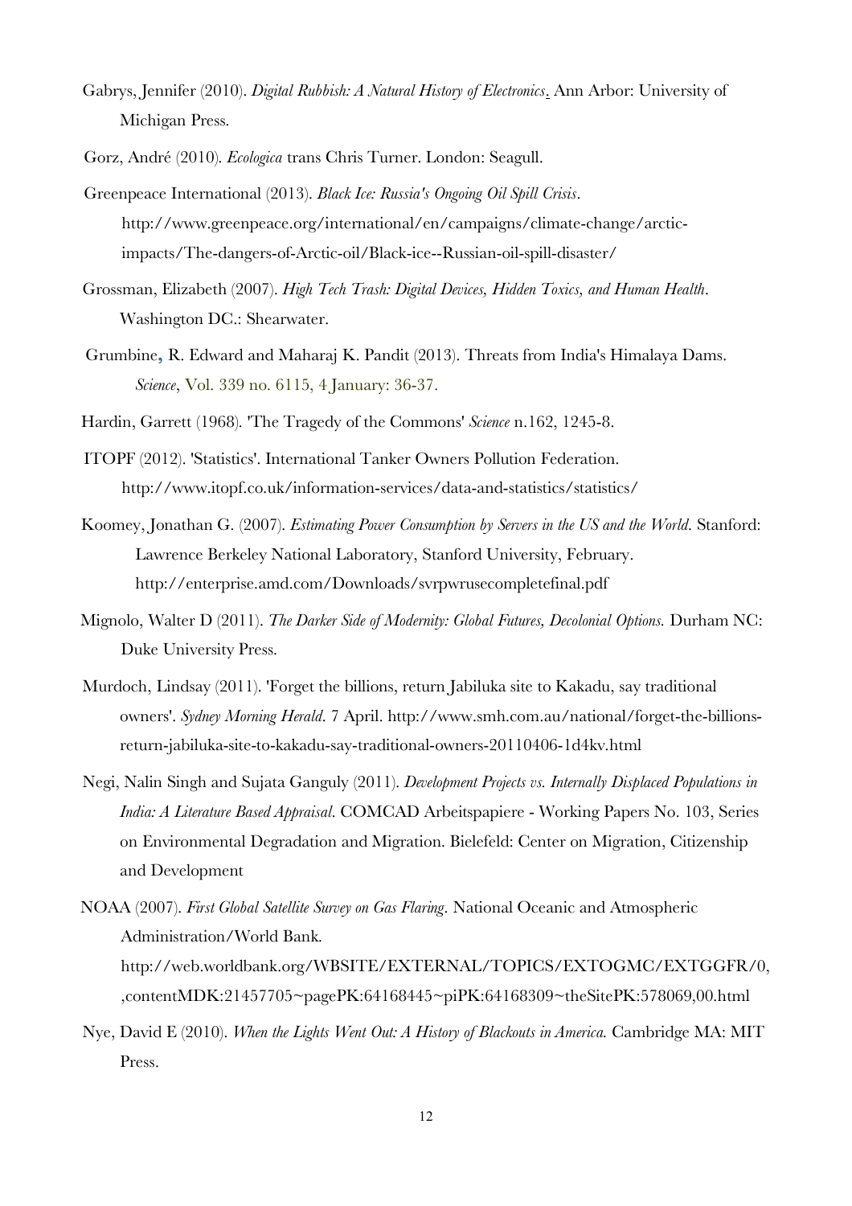Gabrys, Jennifer (2010). *Digital Rubbish: A Natural History of Electronics*. Ann Arbor: University of Michigan Press.

Gorz, André (2010). *Ecologica* trans Chris Turner. London: Seagull.

Greenpeace International (2013). *Black Ice: Russia's Ongoing Oil Spill Crisis*. http://www.greenpeace.org/international/en/campaigns/climate-change/arctic-impacts/The-dangers-of-Arctic-oil/Black-ice--Russian-oil-spill-disaster/

Grossman, Elizabeth (2007). *High Tech Trash: Digital Devices, Hidden Toxics, and Human Health*. Washington DC.: Shearwater.

Grumbine, R. Edward and Maharaj K. Pandit (2013). Threats from India's Himalaya Dams. *Science*, Vol. 339 no. 6115, 4 January: 36-37.

Hardin, Garrett (1968). 'The Tragedy of the Commons' *Science* n.162, 1245-8.

ITOPF (2012). 'Statistics'. International Tanker Owners Pollution Federation. http://www.itopf.co.uk/information-services/data-and-statistics/statistics/

Koomey, Jonathan G. (2007). *Estimating Power Consumption by Servers in the US and the World*. Stanford: Lawrence Berkeley National Laboratory, Stanford University, February. http://enterprise.amd.com/Downloads/svrpwrusecompletefinal.pdf

Mignolo, Walter D (2011). *The Darker Side of Modernity: Global Futures, Decolonial Options.* Durham NC: Duke University Press.

Murdoch, Lindsay (2011). 'Forget the billions, return Jabiluka site to Kakadu, say traditional owners'. *Sydney Morning Herald*. 7 April. http://www.smh.com.au/national/forget-the-billions-return-jabiluka-site-to-kakadu-say-traditional-owners-20110406-1d4kv.html

Negi, Nalin Singh and Sujata Ganguly (2011). *Development Projects vs. Internally Displaced Populations in India: A Literature Based Appraisal*. COMCAD Arbeitspapiere - Working Papers No. 103, Series on Environmental Degradation and Migration. Bielefeld: Center on Migration, Citizenship and Development

NOAA (2007). *First Global Satellite Survey on Gas Flaring*. National Oceanic and Atmospheric Administration/World Bank. http://web.worldbank.org/WBSITE/EXTERNAL/TOPICS/EXTOGMC/EXTGGFR/0,,contentMDK:21457705~pagePK:64168445~piPK:64168309~theSitePK:578069,00.html

Nye, David E (2010). *When the Lights Went Out: A History of Blackouts in America.* Cambridge MA: MIT Press.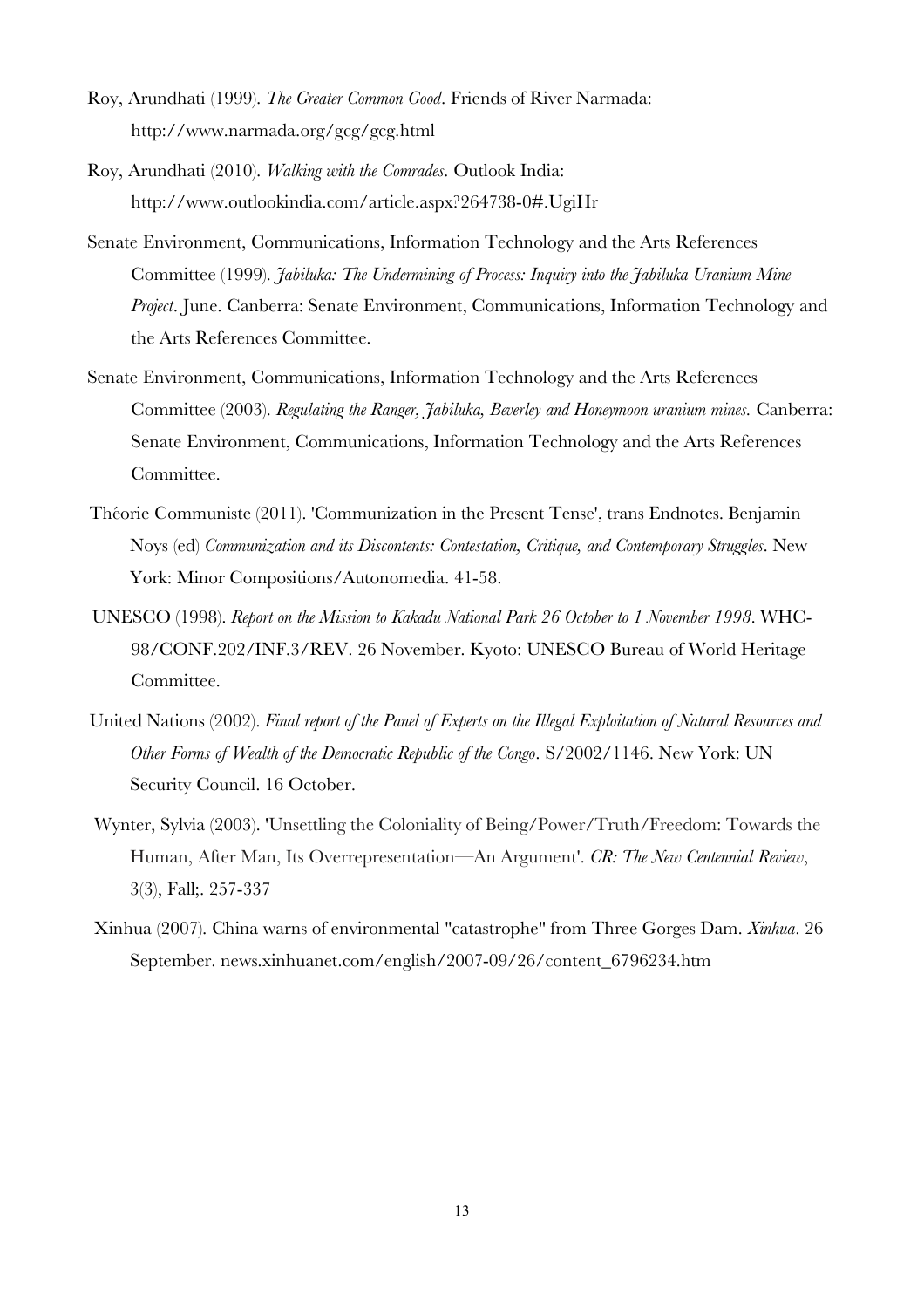Roy, Arundhati (1999). *The Greater Common Good*. Friends of River Narmada: http://www.narmada.org/gcg/gcg.html

Roy, Arundhati (2010). *Walking with the Comrades*. Outlook India: http://www.outlookindia.com/article.aspx?264738-0#.UgiHr

Senate Environment, Communications, Information Technology and the Arts References Committee (1999). *Jabiluka: The Undermining of Process: Inquiry into the Jabiluka Uranium Mine Project*. June. Canberra: Senate Environment, Communications, Information Technology and the Arts References Committee.

Senate Environment, Communications, Information Technology and the Arts References Committee (2003). *Regulating the Ranger, Jabiluka, Beverley and Honeymoon uranium mines.* Canberra: Senate Environment, Communications, Information Technology and the Arts References Committee.

Théorie Communiste (2011). 'Communization in the Present Tense', trans Endnotes. Benjamin Noys (ed) *Communization and its Discontents: Contestation, Critique, and Contemporary Struggles*. New York: Minor Compositions/Autonomedia. 41-58.

UNESCO (1998). *Report on the Mission to Kakadu National Park 26 October to 1 November 1998*. WHC-98/CONF.202/INF.3/REV. 26 November. Kyoto: UNESCO Bureau of World Heritage Committee.

United Nations (2002). *Final report of the Panel of Experts on the Illegal Exploitation of Natural Resources and Other Forms of Wealth of the Democratic Republic of the Congo*. S/2002/1146. New York: UN Security Council. 16 October.

Wynter, Sylvia (2003). 'Unsettling the Coloniality of Being/Power/Truth/Freedom: Towards the Human, After Man, Its Overrepresentation—An Argument'. *CR: The New Centennial Review*, 3(3), Fall;. 257-337

Xinhua (2007). China warns of environmental "catastrophe" from Three Gorges Dam. *Xinhua*. 26 September. news.xinhuanet.com/english/2007-09/26/content_6796234.htm